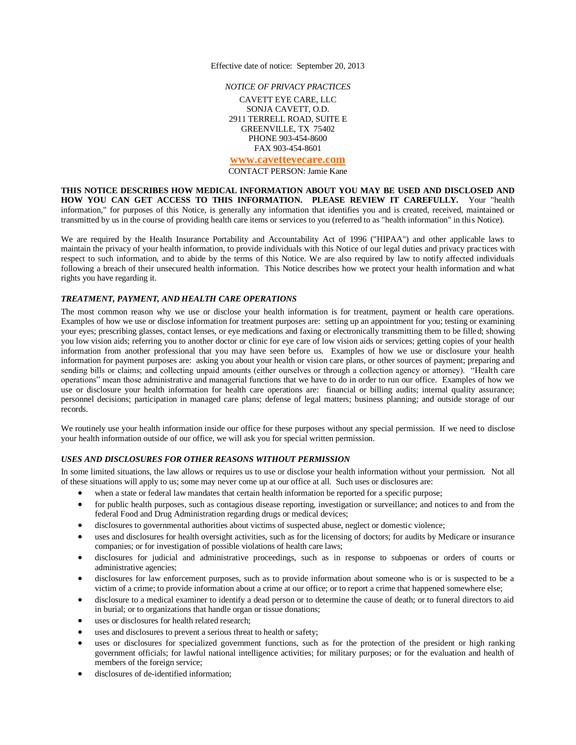Effective date of notice: September 20, 2013

*NOTICE OF PRIVACY PRACTICES*

CAVETT EYE CARE, LLC
SONJA CAVETT, O.D.
2911 TERRELL ROAD, SUITE E
GREENVILLE, TX 75402
PHONE 903-454-8600
FAX 903-454-8601

**www.cavetteyecare.com**

CONTACT PERSON: Jamie Kane

**THIS NOTICE DESCRIBES HOW MEDICAL INFORMATION ABOUT YOU MAY BE USED AND DISCLOSED AND HOW YOU CAN GET ACCESS TO THIS INFORMATION. PLEASE REVIEW IT CAREFULLY.** Your "health information," for purposes of this Notice, is generally any information that identifies you and is created, received, maintained or transmitted by us in the course of providing health care items or services to you (referred to as "health information" in this Notice).

We are required by the Health Insurance Portability and Accountability Act of 1996 ("HIPAA") and other applicable laws to maintain the privacy of your health information, to provide individuals with this Notice of our legal duties and privacy practices with respect to such information, and to abide by the terms of this Notice. We are also required by law to notify affected individuals following a breach of their unsecured health information. This Notice describes how we protect your health information and what rights you have regarding it.

### *TREATMENT, PAYMENT, AND HEALTH CARE OPERATIONS*

The most common reason why we use or disclose your health information is for treatment, payment or health care operations. Examples of how we use or disclose information for treatment purposes are: setting up an appointment for you; testing or examining your eyes; prescribing glasses, contact lenses, or eye medications and faxing or electronically transmitting them to be filled; showing you low vision aids; referring you to another doctor or clinic for eye care of low vision aids or services; getting copies of your health information from another professional that you may have seen before us. Examples of how we use or disclosure your health information for payment purposes are: asking you about your health or vision care plans, or other sources of payment; preparing and sending bills or claims; and collecting unpaid amounts (either ourselves or through a collection agency or attorney). "Health care operations" mean those administrative and managerial functions that we have to do in order to run our office. Examples of how we use or disclosure your health information for health care operations are: financial or billing audits; internal quality assurance; personnel decisions; participation in managed care plans; defense of legal matters; business planning; and outside storage of our records.

We routinely use your health information inside our office for these purposes without any special permission. If we need to disclose your health information outside of our office, we will ask you for special written permission.

### *USES AND DISCLOSURES FOR OTHER REASONS WITHOUT PERMISSION*

In some limited situations, the law allows or requires us to use or disclose your health information without your permission. Not all of these situations will apply to us; some may never come up at our office at all. Such uses or disclosures are:

- when a state or federal law mandates that certain health information be reported for a specific purpose;
- for public health purposes, such as contagious disease reporting, investigation or surveillance; and notices to and from the federal Food and Drug Administration regarding drugs or medical devices;
- disclosures to governmental authorities about victims of suspected abuse, neglect or domestic violence;
- uses and disclosures for health oversight activities, such as for the licensing of doctors; for audits by Medicare or insurance companies; or for investigation of possible violations of health care laws;
- disclosures for judicial and administrative proceedings, such as in response to subpoenas or orders of courts or administrative agencies;
- disclosures for law enforcement purposes, such as to provide information about someone who is or is suspected to be a victim of a crime; to provide information about a crime at our office; or to report a crime that happened somewhere else;
- disclosure to a medical examiner to identify a dead person or to determine the cause of death; or to funeral directors to aid in burial; or to organizations that handle organ or tissue donations;
- uses or disclosures for health related research;
- uses and disclosures to prevent a serious threat to health or safety;
- uses or disclosures for specialized government functions, such as for the protection of the president or high ranking government officials; for lawful national intelligence activities; for military purposes; or for the evaluation and health of members of the foreign service;
- disclosures of de-identified information;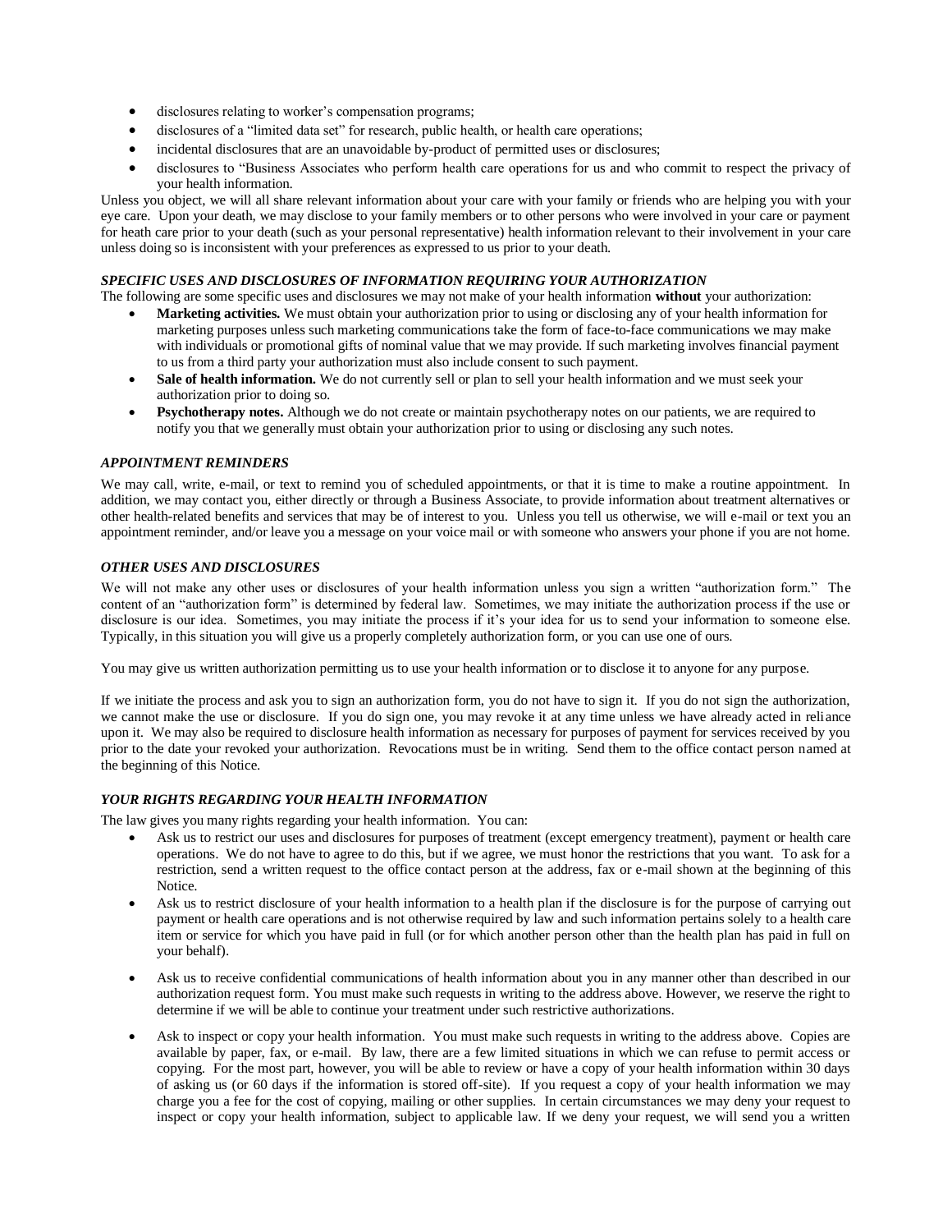- disclosures relating to worker's compensation programs;
- disclosures of a "limited data set" for research, public health, or health care operations;
- incidental disclosures that are an unavoidable by-product of permitted uses or disclosures;
- disclosures to "Business Associates who perform health care operations for us and who commit to respect the privacy of your health information.

Unless you object, we will all share relevant information about your care with your family or friends who are helping you with your eye care. Upon your death, we may disclose to your family members or to other persons who were involved in your care or payment for heath care prior to your death (such as your personal representative) health information relevant to their involvement in your care unless doing so is inconsistent with your preferences as expressed to us prior to your death.

### *SPECIFIC USES AND DISCLOSURES OF INFORMATION REQUIRING YOUR AUTHORIZATION*

The following are some specific uses and disclosures we may not make of your health information **without** your authorization:

- **Marketing activities.** We must obtain your authorization prior to using or disclosing any of your health information for marketing purposes unless such marketing communications take the form of face-to-face communications we may make with individuals or promotional gifts of nominal value that we may provide. If such marketing involves financial payment to us from a third party your authorization must also include consent to such payment.
- **Sale of health information.** We do not currently sell or plan to sell your health information and we must seek your authorization prior to doing so.
- **Psychotherapy notes.** Although we do not create or maintain psychotherapy notes on our patients, we are required to notify you that we generally must obtain your authorization prior to using or disclosing any such notes.

### *APPOINTMENT REMINDERS*

We may call, write, e-mail, or text to remind you of scheduled appointments, or that it is time to make a routine appointment. In addition, we may contact you, either directly or through a Business Associate, to provide information about treatment alternatives or other health-related benefits and services that may be of interest to you. Unless you tell us otherwise, we will e-mail or text you an appointment reminder, and/or leave you a message on your voice mail or with someone who answers your phone if you are not home.

### *OTHER USES AND DISCLOSURES*

We will not make any other uses or disclosures of your health information unless you sign a written "authorization form." The content of an "authorization form" is determined by federal law. Sometimes, we may initiate the authorization process if the use or disclosure is our idea. Sometimes, you may initiate the process if it's your idea for us to send your information to someone else. Typically, in this situation you will give us a properly completely authorization form, or you can use one of ours.

You may give us written authorization permitting us to use your health information or to disclose it to anyone for any purpose.

If we initiate the process and ask you to sign an authorization form, you do not have to sign it. If you do not sign the authorization, we cannot make the use or disclosure. If you do sign one, you may revoke it at any time unless we have already acted in reliance upon it. We may also be required to disclosure health information as necessary for purposes of payment for services received by you prior to the date your revoked your authorization. Revocations must be in writing. Send them to the office contact person named at the beginning of this Notice.

### *YOUR RIGHTS REGARDING YOUR HEALTH INFORMATION*

The law gives you many rights regarding your health information. You can:

- Ask us to restrict our uses and disclosures for purposes of treatment (except emergency treatment), payment or health care operations. We do not have to agree to do this, but if we agree, we must honor the restrictions that you want. To ask for a restriction, send a written request to the office contact person at the address, fax or e-mail shown at the beginning of this Notice.
- Ask us to restrict disclosure of your health information to a health plan if the disclosure is for the purpose of carrying out payment or health care operations and is not otherwise required by law and such information pertains solely to a health care item or service for which you have paid in full (or for which another person other than the health plan has paid in full on your behalf).
- Ask us to receive confidential communications of health information about you in any manner other than described in our authorization request form. You must make such requests in writing to the address above. However, we reserve the right to determine if we will be able to continue your treatment under such restrictive authorizations.
- Ask to inspect or copy your health information. You must make such requests in writing to the address above. Copies are available by paper, fax, or e-mail. By law, there are a few limited situations in which we can refuse to permit access or copying. For the most part, however, you will be able to review or have a copy of your health information within 30 days of asking us (or 60 days if the information is stored off-site). If you request a copy of your health information we may charge you a fee for the cost of copying, mailing or other supplies. In certain circumstances we may deny your request to inspect or copy your health information, subject to applicable law. If we deny your request, we will send you a written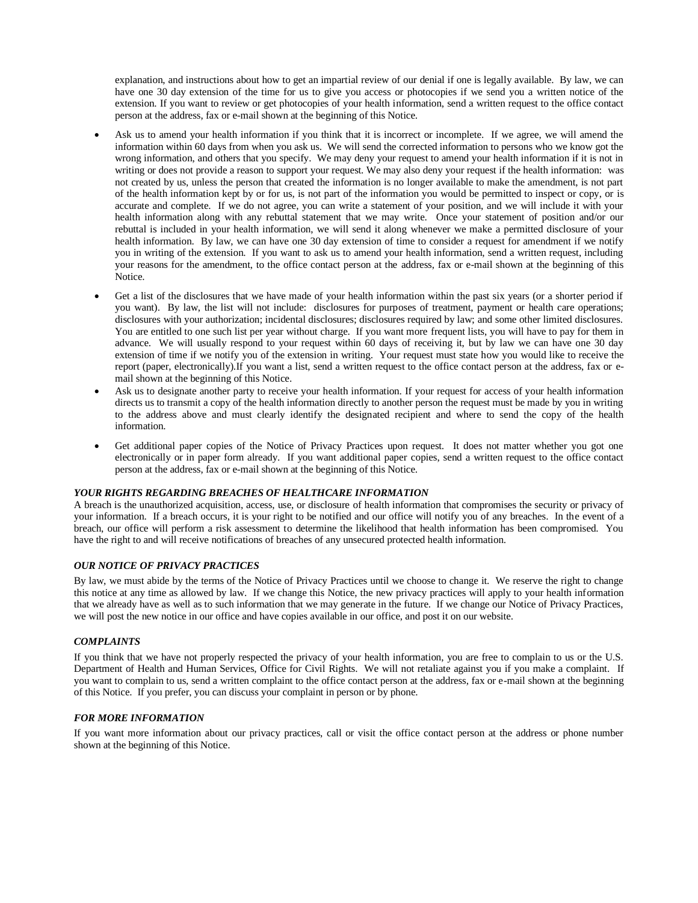explanation, and instructions about how to get an impartial review of our denial if one is legally available. By law, we can have one 30 day extension of the time for us to give you access or photocopies if we send you a written notice of the extension. If you want to review or get photocopies of your health information, send a written request to the office contact person at the address, fax or e-mail shown at the beginning of this Notice.

- Ask us to amend your health information if you think that it is incorrect or incomplete. If we agree, we will amend the information within 60 days from when you ask us. We will send the corrected information to persons who we know got the wrong information, and others that you specify. We may deny your request to amend your health information if it is not in writing or does not provide a reason to support your request. We may also deny your request if the health information: was not created by us, unless the person that created the information is no longer available to make the amendment, is not part of the health information kept by or for us, is not part of the information you would be permitted to inspect or copy, or is accurate and complete. If we do not agree, you can write a statement of your position, and we will include it with your health information along with any rebuttal statement that we may write. Once your statement of position and/or our rebuttal is included in your health information, we will send it along whenever we make a permitted disclosure of your health information. By law, we can have one 30 day extension of time to consider a request for amendment if we notify you in writing of the extension. If you want to ask us to amend your health information, send a written request, including your reasons for the amendment, to the office contact person at the address, fax or e-mail shown at the beginning of this Notice.

- Get a list of the disclosures that we have made of your health information within the past six years (or a shorter period if you want). By law, the list will not include: disclosures for purposes of treatment, payment or health care operations; disclosures with your authorization; incidental disclosures; disclosures required by law; and some other limited disclosures. You are entitled to one such list per year without charge. If you want more frequent lists, you will have to pay for them in advance. We will usually respond to your request within 60 days of receiving it, but by law we can have one 30 day extension of time if we notify you of the extension in writing. Your request must state how you would like to receive the report (paper, electronically).If you want a list, send a written request to the office contact person at the address, fax or e-mail shown at the beginning of this Notice.
- Ask us to designate another party to receive your health information. If your request for access of your health information directs us to transmit a copy of the health information directly to another person the request must be made by you in writing to the address above and must clearly identify the designated recipient and where to send the copy of the health information.

- Get additional paper copies of the Notice of Privacy Practices upon request. It does not matter whether you got one electronically or in paper form already. If you want additional paper copies, send a written request to the office contact person at the address, fax or e-mail shown at the beginning of this Notice.

### *YOUR RIGHTS REGARDING BREACHES OF HEALTHCARE INFORMATION*

A breach is the unauthorized acquisition, access, use, or disclosure of health information that compromises the security or privacy of your information. If a breach occurs, it is your right to be notified and our office will notify you of any breaches. In the event of a breach, our office will perform a risk assessment to determine the likelihood that health information has been compromised. You have the right to and will receive notifications of breaches of any unsecured protected health information.

### *OUR NOTICE OF PRIVACY PRACTICES*

By law, we must abide by the terms of the Notice of Privacy Practices until we choose to change it. We reserve the right to change this notice at any time as allowed by law. If we change this Notice, the new privacy practices will apply to your health information that we already have as well as to such information that we may generate in the future. If we change our Notice of Privacy Practices, we will post the new notice in our office and have copies available in our office, and post it on our website.

### *COMPLAINTS*

If you think that we have not properly respected the privacy of your health information, you are free to complain to us or the U.S. Department of Health and Human Services, Office for Civil Rights. We will not retaliate against you if you make a complaint. If you want to complain to us, send a written complaint to the office contact person at the address, fax or e-mail shown at the beginning of this Notice. If you prefer, you can discuss your complaint in person or by phone.

### *FOR MORE INFORMATION*

If you want more information about our privacy practices, call or visit the office contact person at the address or phone number shown at the beginning of this Notice.